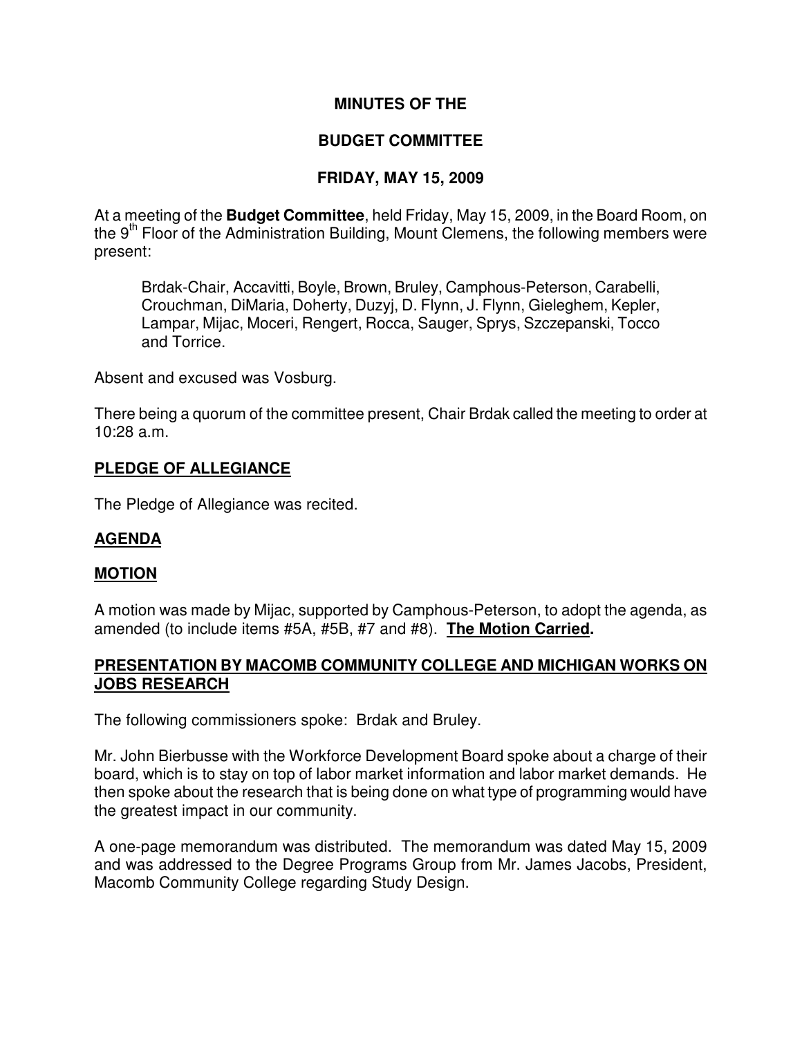# MINUTES OF THE

# BUDGET COMMITTEE

# FRIDAY, MAY 15, 2009

At a meeting of the **Budget Committee**, held Friday, May 15, 2009, in the Board Room, on the 9th Floor of the Administration Building, Mount Clemens, the following members were present:

> Brdak-Chair, Accavitti, Boyle, Brown, Bruley, Camphous-Peterson, Carabelli, Crouchman, DiMaria, Doherty, Duzyj, D. Flynn, J. Flynn, Gieleghem, Kepler, Lampar, Mijac, Moceri, Rengert, Rocca, Sauger, Sprys, Szczepanski, Tocco and Torrice.

Absent and excused was Vosburg.

There being a quorum of the committee present, Chair Brdak called the meeting to order at 10:28 a.m.

## PLEDGE OF ALLEGIANCE

The Pledge of Allegiance was recited.

## AGENDA

## MOTION

A motion was made by Mijac, supported by Camphous-Peterson, to adopt the agenda, as amended (to include items #5A, #5B, #7 and #8). **The Motion Carried.**

## PRESENTATION BY MACOMB COMMUNITY COLLEGE AND MICHIGAN WORKS ON JOBS RESEARCH

The following commissioners spoke: Brdak and Bruley.

Mr. John Bierbusse with the Workforce Development Board spoke about a charge of their board, which is to stay on top of labor market information and labor market demands. He then spoke about the research that is being done on what type of programming would have the greatest impact in our community.

A one-page memorandum was distributed. The memorandum was dated May 15, 2009 and was addressed to the Degree Programs Group from Mr. James Jacobs, President, Macomb Community College regarding Study Design.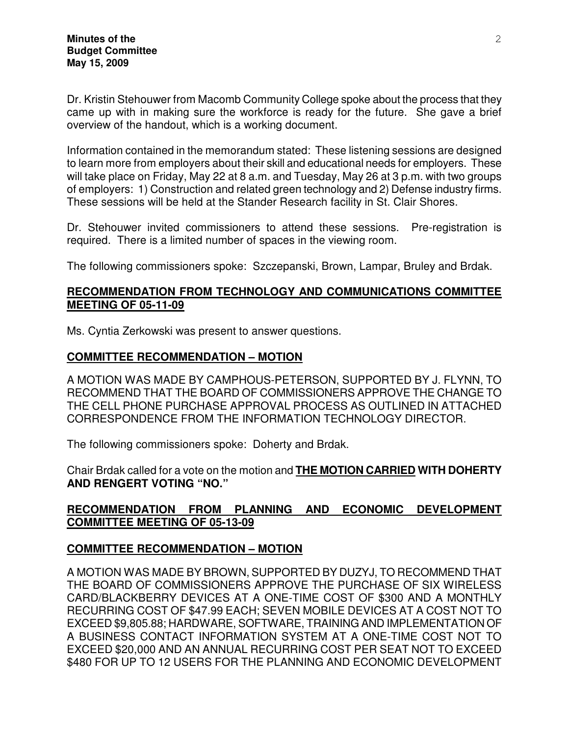Dr. Kristin Stehouwer from Macomb Community College spoke about the process that they came up with in making sure the workforce is ready for the future. She gave a brief overview of the handout, which is a working document.

Information contained in the memorandum stated: These listening sessions are designed to learn more from employers about their skill and educational needs for employers. These will take place on Friday, May 22 at 8 a.m. and Tuesday, May 26 at 3 p.m. with two groups of employers: 1) Construction and related green technology and 2) Defense industry firms. These sessions will be held at the Stander Research facility in St. Clair Shores.

Dr. Stehouwer invited commissioners to attend these sessions. Pre-registration is required. There is a limited number of spaces in the viewing room.

The following commissioners spoke: Szczepanski, Brown, Lampar, Bruley and Brdak.

## RECOMMENDATION FROM TECHNOLOGY AND COMMUNICATIONS COMMITTEE MEETING OF 05-11-09

Ms. Cyntia Zerkowski was present to answer questions.

## COMMITTEE RECOMMENDATION – MOTION

A MOTION WAS MADE BY CAMPHOUS-PETERSON, SUPPORTED BY J. FLYNN, TO RECOMMEND THAT THE BOARD OF COMMISSIONERS APPROVE THE CHANGE TO THE CELL PHONE PURCHASE APPROVAL PROCESS AS OUTLINED IN ATTACHED CORRESPONDENCE FROM THE INFORMATION TECHNOLOGY DIRECTOR.

The following commissioners spoke: Doherty and Brdak.

Chair Brdak called for a vote on the motion and **THE MOTION CARRIED WITH DOHERTY AND RENGERT VOTING "NO."**

## RECOMMENDATION FROM PLANNING AND ECONOMIC DEVELOPMENT COMMITTEE MEETING OF 05-13-09

## COMMITTEE RECOMMENDATION – MOTION

A MOTION WAS MADE BY BROWN, SUPPORTED BY DUZYJ, TO RECOMMEND THAT THE BOARD OF COMMISSIONERS APPROVE THE PURCHASE OF SIX WIRELESS CARD/BLACKBERRY DEVICES AT A ONE-TIME COST OF $300 AND A MONTHLY RECURRING COST OF $47.99 EACH; SEVEN MOBILE DEVICES AT A COST NOT TO EXCEED $9,805.88; HARDWARE, SOFTWARE, TRAINING AND IMPLEMENTATION OF A BUSINESS CONTACT INFORMATION SYSTEM AT A ONE-TIME COST NOT TO EXCEED $20,000 AND AN ANNUAL RECURRING COST PER SEAT NOT TO EXCEED $480 FOR UP TO 12 USERS FOR THE PLANNING AND ECONOMIC DEVELOPMENT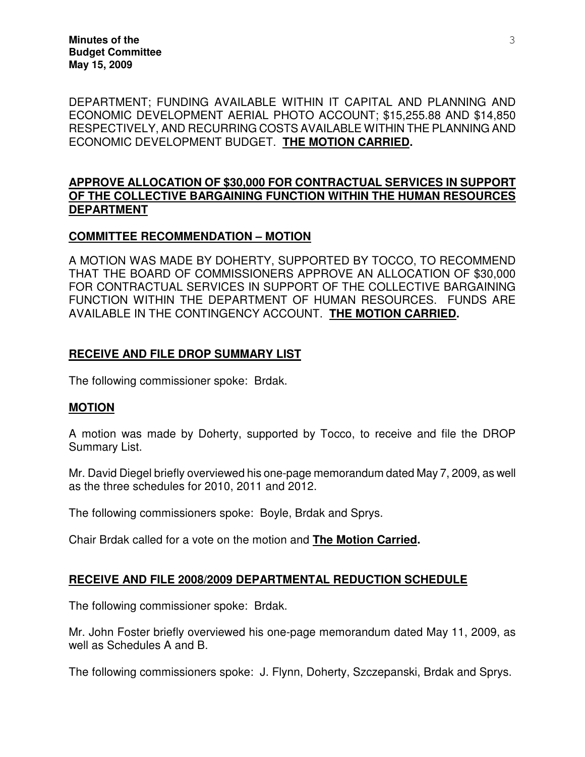DEPARTMENT; FUNDING AVAILABLE WITHIN IT CAPITAL AND PLANNING AND ECONOMIC DEVELOPMENT AERIAL PHOTO ACCOUNT; $15,255.88 AND $14,850 RESPECTIVELY, AND RECURRING COSTS AVAILABLE WITHIN THE PLANNING AND ECONOMIC DEVELOPMENT BUDGET. **THE MOTION CARRIED.**

**APPROVE ALLOCATION OF $30,000 FOR CONTRACTUAL SERVICES IN SUPPORT OF THE COLLECTIVE BARGAINING FUNCTION WITHIN THE HUMAN RESOURCES DEPARTMENT**

**COMMITTEE RECOMMENDATION – MOTION**

A MOTION WAS MADE BY DOHERTY, SUPPORTED BY TOCCO, TO RECOMMEND THAT THE BOARD OF COMMISSIONERS APPROVE AN ALLOCATION OF $30,000 FOR CONTRACTUAL SERVICES IN SUPPORT OF THE COLLECTIVE BARGAINING FUNCTION WITHIN THE DEPARTMENT OF HUMAN RESOURCES. FUNDS ARE AVAILABLE IN THE CONTINGENCY ACCOUNT. **THE MOTION CARRIED.**

**RECEIVE AND FILE DROP SUMMARY LIST**

The following commissioner spoke: Brdak.

**MOTION**

A motion was made by Doherty, supported by Tocco, to receive and file the DROP Summary List.

Mr. David Diegel briefly overviewed his one-page memorandum dated May 7, 2009, as well as the three schedules for 2010, 2011 and 2012.

The following commissioners spoke: Boyle, Brdak and Sprys.

Chair Brdak called for a vote on the motion and **The Motion Carried.**

**RECEIVE AND FILE 2008/2009 DEPARTMENTAL REDUCTION SCHEDULE**

The following commissioner spoke: Brdak.

Mr. John Foster briefly overviewed his one-page memorandum dated May 11, 2009, as well as Schedules A and B.

The following commissioners spoke: J. Flynn, Doherty, Szczepanski, Brdak and Sprys.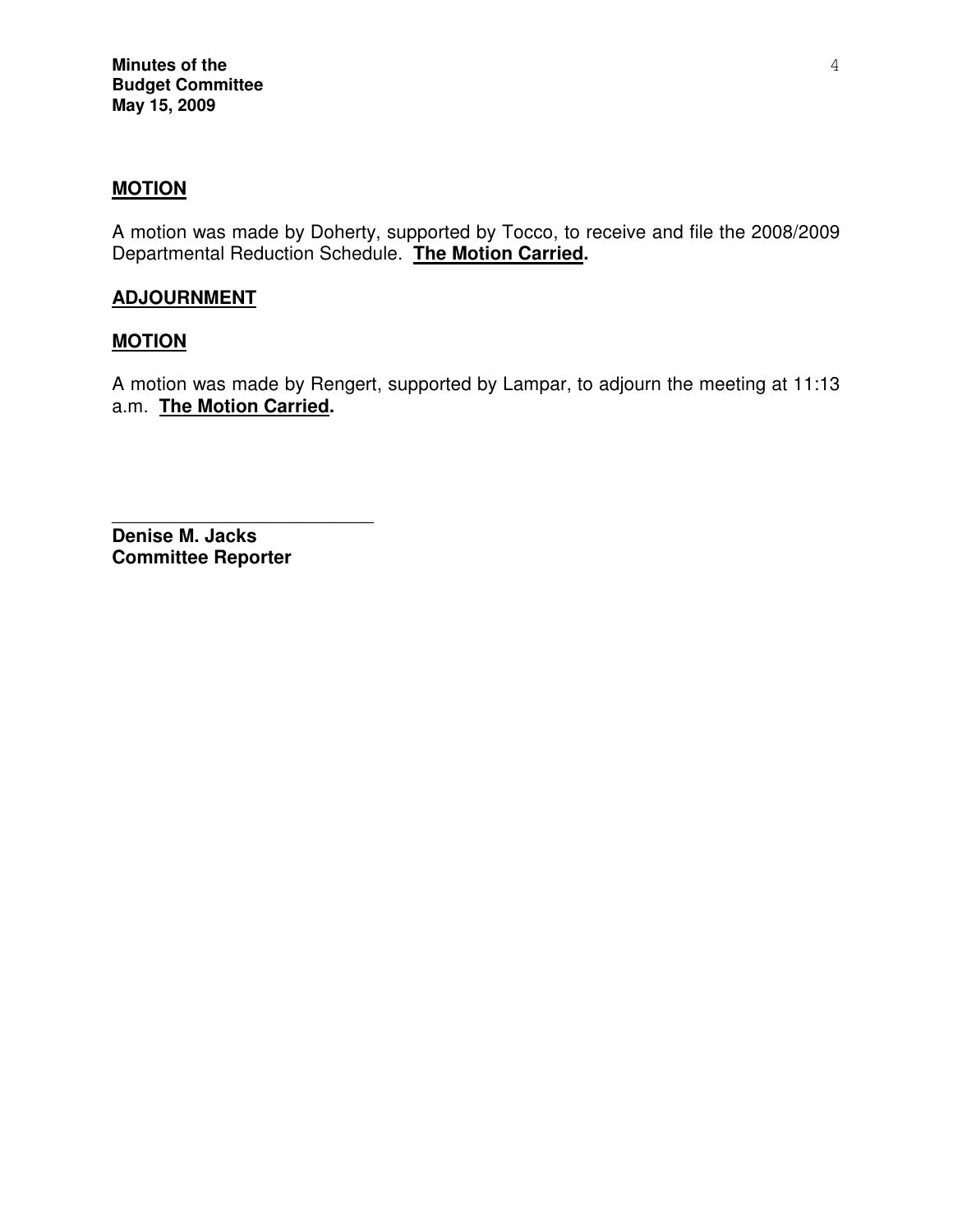**MOTION**

A motion was made by Doherty, supported by Tocco, to receive and file the 2008/2009 Departmental Reduction Schedule. **The Motion Carried.**

**ADJOURNMENT**

**MOTION**

A motion was made by Rengert, supported by Lampar, to adjourn the meeting at 11:13 a.m. **The Motion Carried.**

___________________________

**Denise M. Jacks**
**Committee Reporter**